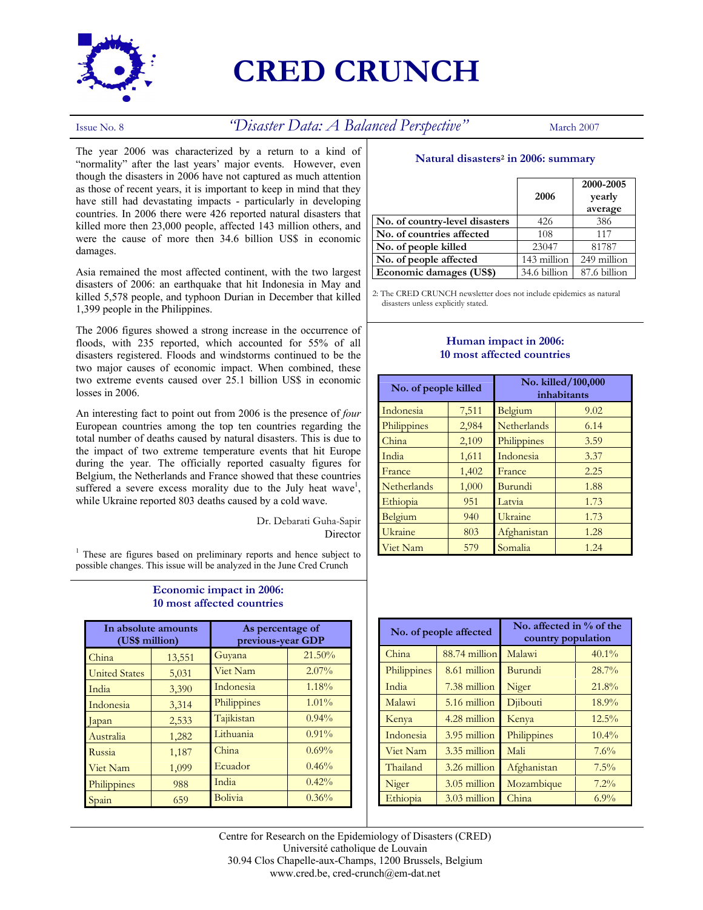# CRED CRUNCH

Issue No. 8 *"Disaster Data: A Balanced Perspective"* March 2007

The year 2006 was characterized by a return to a kind of "normality" after the last years' major events. However, even though the disasters in 2006 have not captured as much attention as those of recent years, it is important to keep in mind that they have still had devastating impacts - particularly in developing countries. In 2006 there were 426 reported natural disasters that killed more then 23,000 people, affected 143 million others, and were the cause of more then 34.6 billion US$ in economic damages.

Asia remained the most affected continent, with the two largest disasters of 2006: an earthquake that hit Indonesia in May and killed 5,578 people, and typhoon Durian in December that killed 1,399 people in the Philippines.

The 2006 figures showed a strong increase in the occurrence of floods, with 235 reported, which accounted for 55% of all disasters registered. Floods and windstorms continued to be the two major causes of economic impact. When combined, these two extreme events caused over 25.1 billion US$ in economic losses in 2006.

An interesting fact to point out from 2006 is the presence of *four* European countries among the top ten countries regarding the total number of deaths caused by natural disasters. This is due to the impact of two extreme temperature events that hit Europe during the year. The officially reported casualty figures for Belgium, the Netherlands and France showed that these countries suffered a severe excess morality due to the July heat wave[1], while Ukraine reported 803 deaths caused by a cold wave.

Dr. Debarati Guha-Sapir
Director

[1] These are figures based on preliminary reports and hence subject to possible changes. This issue will be analyzed in the June Cred Crunch

### Natural disasters[2] in 2006: summary

| | 2006 | 2000-2005 yearly average |
|---|---|---|
| **No. of country-level disasters** | 426 | 386 |
| **No. of countries affected** | 108 | 117 |
| **No. of people killed** | 23047 | 81787 |
| **No. of people affected** | 143 million | 249 million |
| **Economic damages (US$)** | 34.6 billion | 87.6 billion |

2: The CRED CRUNCH newsletter does not include epidemics as natural disasters unless explicitly stated.

### Human impact in 2006: 10 most affected countries

| No. of people killed | | No. killed/100,000 inhabitants | |
|---|---|---|---|
| Indonesia | 7,511 | Belgium | 9.02 |
| Philippines | 2,984 | Netherlands | 6.14 |
| China | 2,109 | Philippines | 3.59 |
| India | 1,611 | Indonesia | 3.37 |
| France | 1,402 | France | 2.25 |
| Netherlands | 1,000 | Burundi | 1.88 |
| Ethiopia | 951 | Latvia | 1.73 |
| Belgium | 940 | Ukraine | 1.73 |
| Ukraine | 803 | Afghanistan | 1.28 |
| Viet Nam | 579 | Somalia | 1.24 |

| No. of people affected | | No. affected in % of the country population | |
|---|---|---|---|
| China | 88.74 million | Malawi | 40.1% |
| Philippines | 8.61 million | Burundi | 28.7% |
| India | 7.38 million | Niger | 21.8% |
| Malawi | 5.16 million | Djibouti | 18.9% |
| Kenya | 4.28 million | Kenya | 12.5% |
| Indonesia | 3.95 million | Philippines | 10.4% |
| Viet Nam | 3.35 million | Mali | 7.6% |
| Thailand | 3.26 million | Afghanistan | 7.5% |
| Niger | 3.05 million | Mozambique | 7.2% |
| Ethiopia | 3.03 million | China | 6.9% |

### Economic impact in 2006: 10 most affected countries

| In absolute amounts (US$ million) | | As percentage of previous-year GDP | |
|---|---|---|---|
| China | 13,551 | Guyana | 21.50% |
| United States | 5,031 | Viet Nam | 2.07% |
| India | 3,390 | Indonesia | 1.18% |
| Indonesia | 3,314 | Philippines | 1.01% |
| Japan | 2,533 | Tajikistan | 0.94% |
| Australia | 1,282 | Lithuania | 0.91% |
| Russia | 1,187 | China | 0.69% |
| Viet Nam | 1,099 | Ecuador | 0.46% |
| Philippines | 988 | India | 0.42% |
| Spain | 659 | Bolivia | 0.36% |

Centre for Research on the Epidemiology of Disasters (CRED)
Université catholique de Louvain
30.94 Clos Chapelle-aux-Champs, 1200 Brussels, Belgium
www.cred.be, cred-crunch@em-dat.net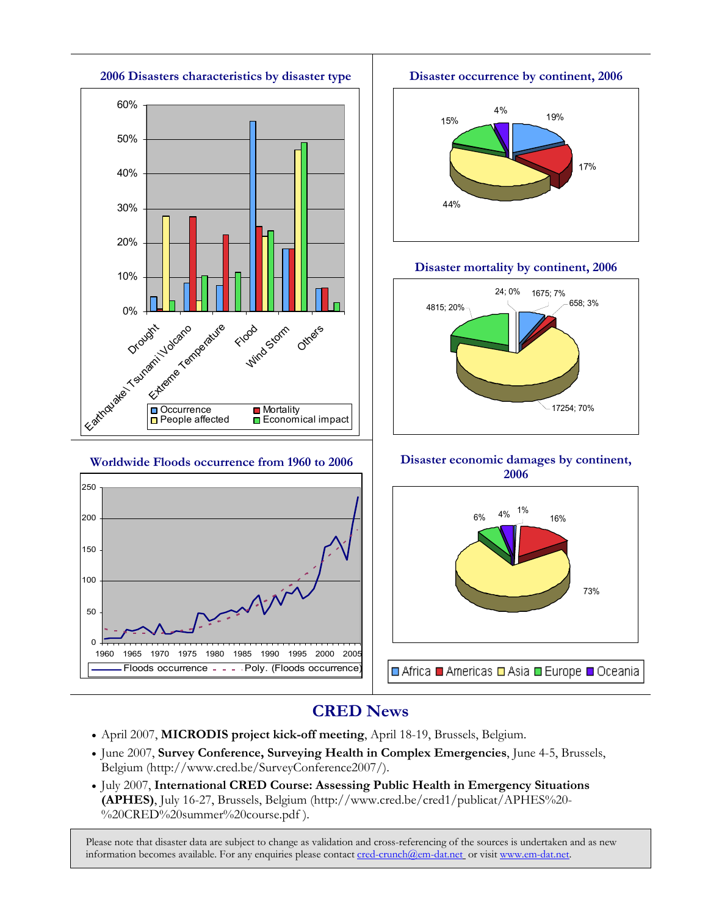### 2006 Disasters characteristics by disaster type

60%
50%
40%
30%
20%
10%
0%

Drought
Earthquake\Tsunami\Volcano
Extreme Temperature
Flood
Wind Storm
Others

Occurrence
Mortality
People affected
Economical impact

### Disaster occurrence by continent, 2006

4%
19%
15%
17%
44%

### Disaster mortality by continent, 2006

24; 0%
1675; 7%
658; 3%
4815; 20%
17254; 70%

### Worldwide Floods occurrence from 1960 to 2006

250
200
150
100
50
0

1960 1965 1970 1975 1980 1985 1990 1995 2000 2005

Floods occurrence
Poly. (Floods occurrence)

### Disaster economic damages by continent, 2006

6%
4%
1%
16%
73%

Africa Americas Asia Europe Oceania

## CRED News

- April 2007, **MICRODIS project kick-off meeting**, April 18-19, Brussels, Belgium.
- June 2007, **Survey Conference, Surveying Health in Complex Emergencies**, June 4-5, Brussels, Belgium (http://www.cred.be/SurveyConference2007/).
- July 2007, **International CRED Course: Assessing Public Health in Emergency Situations (APHES)**, July 16-27, Brussels, Belgium (http://www.cred.be/cred1/publicat/APHES%20-%20CRED%20summer%20course.pdf ).

Please note that disaster data are subject to change as validation and cross-referencing of the sources is undertaken and as new information becomes available. For any enquiries please contact cred-crunch@em-dat.net or visit www.em-dat.net.